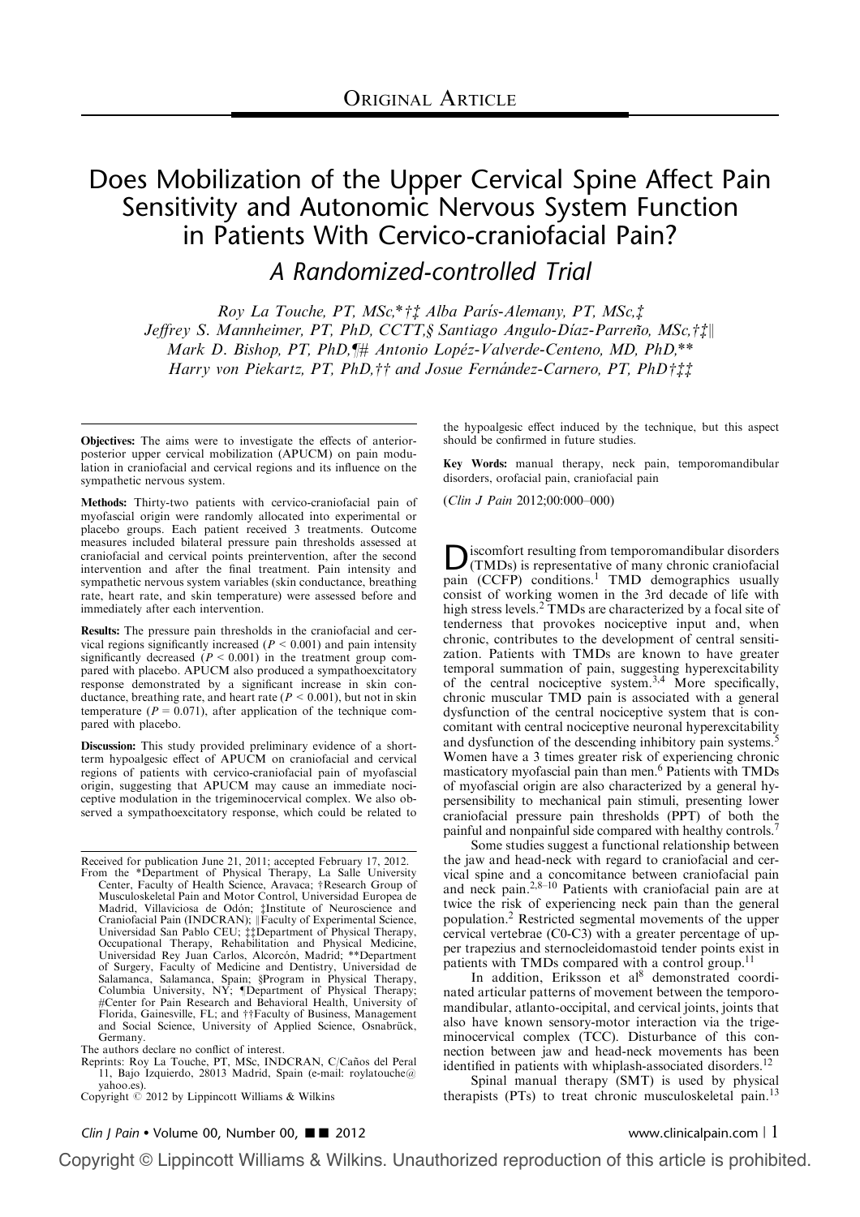Original Article

# Does Mobilization of the Upper Cervical Spine Affect Pain Sensitivity and Autonomic Nervous System Function in Patients With Cervico-craniofacial Pain?

## A Randomized-controlled Trial

*Roy La Touche, PT, MSc,*†‡ Alba París-Alemany, PT, MSc,‡ Jeffrey S. Mannheimer, PT, PhD, CCTT,§ Santiago Angulo-Díaz-Parreño, MSc,†‡∥ Mark D. Bishop, PT, PhD,¶# Antonio Lopéz-Valverde-Centeno, MD, PhD,** Harry von Piekartz, PT, PhD,†† and Josue Fernández-Carnero, PT, PhD†‡‡*

**Objectives:** The aims were to investigate the effects of anterior-posterior upper cervical mobilization (APUCM) on pain modulation in craniofacial and cervical regions and its influence on the sympathetic nervous system.

**Methods:** Thirty-two patients with cervico-craniofacial pain of myofascial origin were randomly allocated into experimental or placebo groups. Each patient received 3 treatments. Outcome measures included bilateral pressure pain thresholds assessed at craniofacial and cervical points preintervention, after the second intervention and after the final treatment. Pain intensity and sympathetic nervous system variables (skin conductance, breathing rate, heart rate, and skin temperature) were assessed before and immediately after each intervention.

**Results:** The pressure pain thresholds in the craniofacial and cervical regions significantly increased ($P < 0.001$) and pain intensity significantly decreased ($P < 0.001$) in the treatment group compared with placebo. APUCM also produced a sympathoexcitatory response demonstrated by a significant increase in skin conductance, breathing rate, and heart rate ($P < 0.001$), but not in skin temperature ($P = 0.071$), after application of the technique compared with placebo.

**Discussion:** This study provided preliminary evidence of a short-term hypoalgesic effect of APUCM on craniofacial and cervical regions of patients with cervico-craniofacial pain of myofascial origin, suggesting that APUCM may cause an immediate nociceptive modulation in the trigeminocervical complex. We also observed a sympathoexcitatory response, which could be related to the hypoalgesic effect induced by the technique, but this aspect should be confirmed in future studies.

**Key Words:** manual therapy, neck pain, temporomandibular disorders, orofacial pain, craniofacial pain

(*Clin J Pain* 2012;00:000–000)

Received for publication June 21, 2011; accepted February 17, 2012.

From the *Department of Physical Therapy, La Salle University Center, Faculty of Health Science, Aravaca; †Research Group of Musculoskeletal Pain and Motor Control, Universidad Europea de Madrid, Villaviciosa de Odón; ‡Institute of Neuroscience and Craniofacial Pain (INDCRAN); ∥Faculty of Experimental Science, Universidad San Pablo CEU; ‡‡Department of Physical Therapy, Occupational Therapy, Rehabilitation and Physical Medicine, Universidad Rey Juan Carlos, Alcorcón, Madrid; **Department of Surgery, Faculty of Medicine and Dentistry, Universidad de Salamanca, Salamanca, Spain; §Program in Physical Therapy, Columbia University, NY; ¶Department of Physical Therapy; #Center for Pain Research and Behavioral Health, University of Florida, Gainesville, FL; and ††Faculty of Business, Management and Social Science, University of Applied Science, Osnabrück, Germany.

The authors declare no conflict of interest.

Reprints: Roy La Touche, PT, MSc, INDCRAN, C/Caños del Peral 11, Bajo Izquierdo, 28013 Madrid, Spain (e-mail: roylatouche@yahoo.es).

Copyright © 2012 by Lippincott Williams & Wilkins

Discomfort resulting from temporomandibular disorders (TMDs) is representative of many chronic craniofacial pain (CCFP) conditions.[1] TMD demographics usually consist of working women in the 3rd decade of life with high stress levels.[2] TMDs are characterized by a focal site of tenderness that provokes nociceptive input and, when chronic, contributes to the development of central sensitization. Patients with TMDs are known to have greater temporal summation of pain, suggesting hyperexcitability of the central nociceptive system.[3,4] More specifically, chronic muscular TMD pain is associated with a general dysfunction of the central nociceptive system that is concomitant with central nociceptive neuronal hyperexcitability and dysfunction of the descending inhibitory pain systems.[5] Women have a 3 times greater risk of experiencing chronic masticatory myofascial pain than men.[6] Patients with TMDs of myofascial origin are also characterized by a general hypersensitivity to mechanical pain stimuli, presenting lower craniofacial pressure pain thresholds (PPT) of both the painful and nonpainful side compared with healthy controls.[7]

Some studies suggest a functional relationship between the jaw and head-neck with regard to craniofacial and cervical spine and a concomitance between craniofacial pain and neck pain.[2,8–10] Patients with craniofacial pain are at twice the risk of experiencing neck pain than the general population.[2] Restricted segmental movements of the upper cervical vertebrae (C0-C3) with a greater percentage of upper trapezius and sternocleidomastoid tender points exist in patients with TMDs compared with a control group.[11]

In addition, Eriksson et al[8] demonstrated coordinated articular patterns of movement between the temporomandibular, atlanto-occipital, and cervical joints, joints that also have known sensory-motor interaction via the trigeminocervical complex (TCC). Disturbance of this connection between jaw and head-neck movements has been identified in patients with whiplash-associated disorders.[12]

Spinal manual therapy (SMT) is used by physical therapists (PTs) to treat chronic musculoskeletal pain.[13]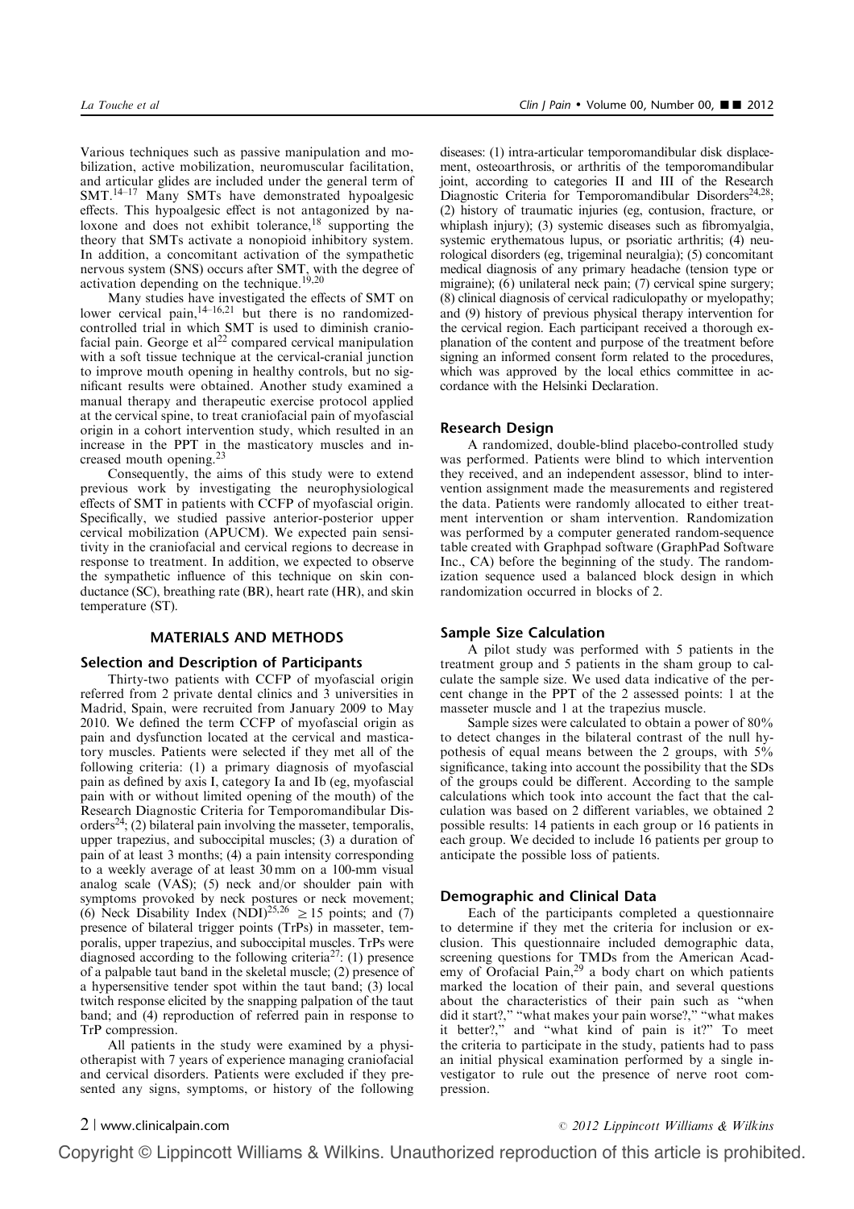Various techniques such as passive manipulation and mobilization, active mobilization, neuromuscular facilitation, and articular glides are included under the general term of SMT.[14–17] Many SMTs have demonstrated hypoalgesic effects. This hypoalgesic effect is not antagonized by naloxone and does not exhibit tolerance,[18] supporting the theory that SMTs activate a nonopioid inhibitory system. In addition, a concomitant activation of the sympathetic nervous system (SNS) occurs after SMT, with the degree of activation depending on the technique.[19,20]

Many studies have investigated the effects of SMT on lower cervical pain,[14–16,21] but there is no randomized-controlled trial in which SMT is used to diminish craniofacial pain. George et al[22] compared cervical manipulation with a soft tissue technique at the cervical-cranial junction to improve mouth opening in healthy controls, but no significant results were obtained. Another study examined a manual therapy and therapeutic exercise protocol applied at the cervical spine, to treat craniofacial pain of myofascial origin in a cohort intervention study, which resulted in an increase in the PPT in the masticatory muscles and increased mouth opening.[23]

Consequently, the aims of this study were to extend previous work by investigating the neurophysiological effects of SMT in patients with CCFP of myofascial origin. Specifically, we studied passive anterior-posterior upper cervical mobilization (APUCM). We expected pain sensitivity in the craniofacial and cervical regions to decrease in response to treatment. In addition, we expected to observe the sympathetic influence of this technique on skin conductance (SC), breathing rate (BR), heart rate (HR), and skin temperature (ST).

## MATERIALS AND METHODS

### Selection and Description of Participants

Thirty-two patients with CCFP of myofascial origin referred from 2 private dental clinics and 3 universities in Madrid, Spain, were recruited from January 2009 to May 2010. We defined the term CCFP of myofascial origin as pain and dysfunction located at the cervical and masticatory muscles. Patients were selected if they met all of the following criteria: (1) a primary diagnosis of myofascial pain as defined by axis I, category Ia and Ib (eg, myofascial pain with or without limited opening of the mouth) of the Research Diagnostic Criteria for Temporomandibular Disorders[24]; (2) bilateral pain involving the masseter, temporalis, upper trapezius, and suboccipital muscles; (3) a duration of pain of at least 3 months; (4) a pain intensity corresponding to a weekly average of at least 30 mm on a 100-mm visual analog scale (VAS); (5) neck and/or shoulder pain with symptoms provoked by neck postures or neck movement; (6) Neck Disability Index (NDI)[25,26] ≥ 15 points; and (7) presence of bilateral trigger points (TrPs) in masseter, temporalis, upper trapezius, and suboccipital muscles. TrPs were diagnosed according to the following criteria[27]: (1) presence of a palpable taut band in the skeletal muscle; (2) presence of a hypersensitive tender spot within the taut band; (3) local twitch response elicited by the snapping palpation of the taut band; and (4) reproduction of referred pain in response to TrP compression.

All patients in the study were examined by a physiotherapist with 7 years of experience managing craniofacial and cervical disorders. Patients were excluded if they presented any signs, symptoms, or history of the following diseases: (1) intra-articular temporomandibular disk displacement, osteoarthrosis, or arthritis of the temporomandibular joint, according to categories II and III of the Research Diagnostic Criteria for Temporomandibular Disorders[24,28]; (2) history of traumatic injuries (eg, contusion, fracture, or whiplash injury); (3) systemic diseases such as fibromyalgia, systemic erythematous lupus, or psoriatic arthritis; (4) neurological disorders (eg, trigeminal neuralgia); (5) concomitant medical diagnosis of any primary headache (tension type or migraine); (6) unilateral neck pain; (7) cervical spine surgery; (8) clinical diagnosis of cervical radiculopathy or myelopathy; and (9) history of previous physical therapy intervention for the cervical region. Each participant received a thorough explanation of the content and purpose of the treatment before signing an informed consent form related to the procedures, which was approved by the local ethics committee in accordance with the Helsinki Declaration.

### Research Design

A randomized, double-blind placebo-controlled study was performed. Patients were blind to which intervention they received, and an independent assessor, blind to intervention assignment made the measurements and registered the data. Patients were randomly allocated to either treatment intervention or sham intervention. Randomization was performed by a computer generated random-sequence table created with Graphpad software (GraphPad Software Inc., CA) before the beginning of the study. The randomization sequence used a balanced block design in which randomization occurred in blocks of 2.

### Sample Size Calculation

A pilot study was performed with 5 patients in the treatment group and 5 patients in the sham group to calculate the sample size. We used data indicative of the percent change in the PPT of the 2 assessed points: 1 at the masseter muscle and 1 at the trapezius muscle.

Sample sizes were calculated to obtain a power of 80% to detect changes in the bilateral contrast of the null hypothesis of equal means between the 2 groups, with 5% significance, taking into account the possibility that the SDs of the groups could be different. According to the sample calculations which took into account the fact that the calculation was based on 2 different variables, we obtained 2 possible results: 14 patients in each group or 16 patients in each group. We decided to include 16 patients per group to anticipate the possible loss of patients.

### Demographic and Clinical Data

Each of the participants completed a questionnaire to determine if they met the criteria for inclusion or exclusion. This questionnaire included demographic data, screening questions for TMDs from the American Academy of Orofacial Pain,[29] a body chart on which patients marked the location of their pain, and several questions about the characteristics of their pain such as "when did it start?," "what makes your pain worse?," "what makes it better?," and "what kind of pain is it?" To meet the criteria to participate in the study, patients had to pass an initial physical examination performed by a single investigator to rule out the presence of nerve root compression.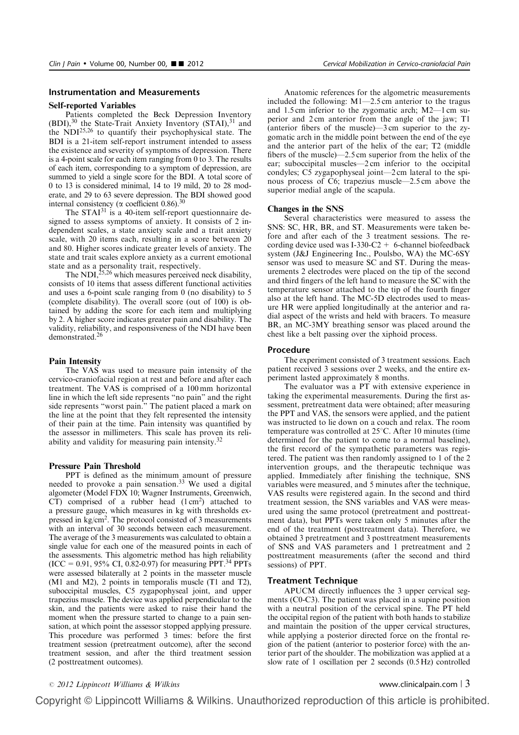## Instrumentation and Measurements

### Self-reported Variables

Patients completed the Beck Depression Inventory (BDI),[30] the State-Trait Anxiety Inventory (STAI),[31] and the NDI[25,26] to quantify their psychophysical state. The BDI is a 21-item self-report instrument intended to assess the existence and severity of symptoms of depression. There is a 4-point scale for each item ranging from 0 to 3. The results of each item, corresponding to a symptom of depression, are summed to yield a single score for the BDI. A total score of 0 to 13 is considered minimal, 14 to 19 mild, 20 to 28 moderate, and 29 to 63 severe depression. The BDI showed good internal consistency (α coefficient 0.86).[30]

The STAI[31] is a 40-item self-report questionnaire designed to assess symptoms of anxiety. It consists of 2 independent scales, a state anxiety scale and a trait anxiety scale, with 20 items each, resulting in a score between 20 and 80. Higher scores indicate greater levels of anxiety. The state and trait scales explore anxiety as a current emotional state and as a personality trait, respectively.

The NDI,[25,26] which measures perceived neck disability, consists of 10 items that assess different functional activities and uses a 6-point scale ranging from 0 (no disability) to 5 (complete disability). The overall score (out of 100) is obtained by adding the score for each item and multiplying by 2. A higher score indicates greater pain and disability. The validity, reliability, and responsiveness of the NDI have been demonstrated.[26]

### Pain Intensity

The VAS was used to measure pain intensity of the cervico-craniofacial region at rest and before and after each treatment. The VAS is comprised of a 100 mm horizontal line in which the left side represents "no pain" and the right side represents "worst pain." The patient placed a mark on the line at the point that they felt represented the intensity of their pain at the time. Pain intensity was quantified by the assessor in millimeters. This scale has proven its reliability and validity for measuring pain intensity.[32]

### Pressure Pain Threshold

PPT is defined as the minimum amount of pressure needed to provoke a pain sensation.[33] We used a digital algometer (Model FDX 10; Wagner Instruments, Greenwich, CT) comprised of a rubber head ($1\,cm^2$) attached to a pressure gauge, which measures in kg with thresholds expressed in $kg/cm^2$. The protocol consisted of 3 measurements with an interval of 30 seconds between each measurement. The average of the 3 measurements was calculated to obtain a single value for each one of the measured points in each of the assessments. This algometric method has high reliability (ICC = 0.91, 95% CI, 0.82-0.97) for measuring PPT.[34] PPTs were assessed bilaterally at 2 points in the masseter muscle (M1 and M2), 2 points in temporalis muscle (T1 and T2), suboccipital muscles, C5 zygapophyseal joint, and upper trapezius muscle. The device was applied perpendicular to the skin, and the patients were asked to raise their hand the moment when the pressure started to change to a pain sensation, at which point the assessor stopped applying pressure. This procedure was performed 3 times: before the first treatment session (pretreatment outcome), after the second treatment session, and after the third treatment session (2 posttreatment outcomes).

Anatomic references for the algometric measurements included the following: M1—2.5 cm anterior to the tragus and 1.5 cm inferior to the zygomatic arch; M2—1 cm superior and 2 cm anterior from the angle of the jaw; T1 (anterior fibers of the muscle)—3 cm superior to the zygomatic arch in the middle point between the end of the eye and the anterior part of the helix of the ear; T2 (middle fibers of the muscle)—2.5 cm superior from the helix of the ear; suboccipital muscles—2 cm inferior to the occipital condyles; C5 zygapophyseal joint—2 cm lateral to the spinous process of C6; trapezius muscle—2.5 cm above the superior medial angle of the scapula.

### Changes in the SNS

Several characteristics were measured to assess the SNS: SC, HR, BR, and ST. Measurements were taken before and after each of the 3 treatment sessions. The recording device used was I-330-C2 + 6-channel biofeedback system (J&J Engineering Inc., Poulsbo, WA) the MC-6SY sensor was used to measure SC and ST. During the measurements 2 electrodes were placed on the tip of the second and third fingers of the left hand to measure the SC with the temperature sensor attached to the tip of the fourth finger also at the left hand. The MC-5D electrodes used to measure HR were applied longitudinally at the anterior and radial aspect of the wrists and held with bracers. To measure BR, an MC-3MY breathing sensor was placed around the chest like a belt passing over the xiphoid process.

## Procedure

The experiment consisted of 3 treatment sessions. Each patient received 3 sessions over 2 weeks, and the entire experiment lasted approximately 8 months.

The evaluator was a PT with extensive experience in taking the experimental measurements. During the first assessment, pretreatment data were obtained; after measuring the PPT and VAS, the sensors were applied, and the patient was instructed to lie down on a couch and relax. The room temperature was controlled at 25°C. After 10 minutes (time determined for the patient to come to a normal baseline), the first record of the sympathetic parameters was registered. The patient was then randomly assigned to 1 of the 2 intervention groups, and the therapeutic technique was applied. Immediately after finishing the technique, SNS variables were measured, and 5 minutes after the technique, VAS results were registered again. In the second and third treatment session, the SNS variables and VAS were measured using the same protocol (pretreatment and posttreatment data), but PPTs were taken only 5 minutes after the end of the treatment (posttreatment data). Therefore, we obtained 3 pretreatment and 3 posttreatment measurements of SNS and VAS parameters and 1 pretreatment and 2 posttreatment measurements (after the second and third sessions) of PPT.

## Treatment Technique

APUCM directly influences the 3 upper cervical segments (C0-C3). The patient was placed in a supine position with a neutral position of the cervical spine. The PT held the occipital region of the patient with both hands to stabilize and maintain the position of the upper cervical structures, while applying a posterior directed force on the frontal region of the patient (anterior to posterior force) with the anterior part of the shoulder. The mobilization was applied at a slow rate of 1 oscillation per 2 seconds (0.5 Hz) controlled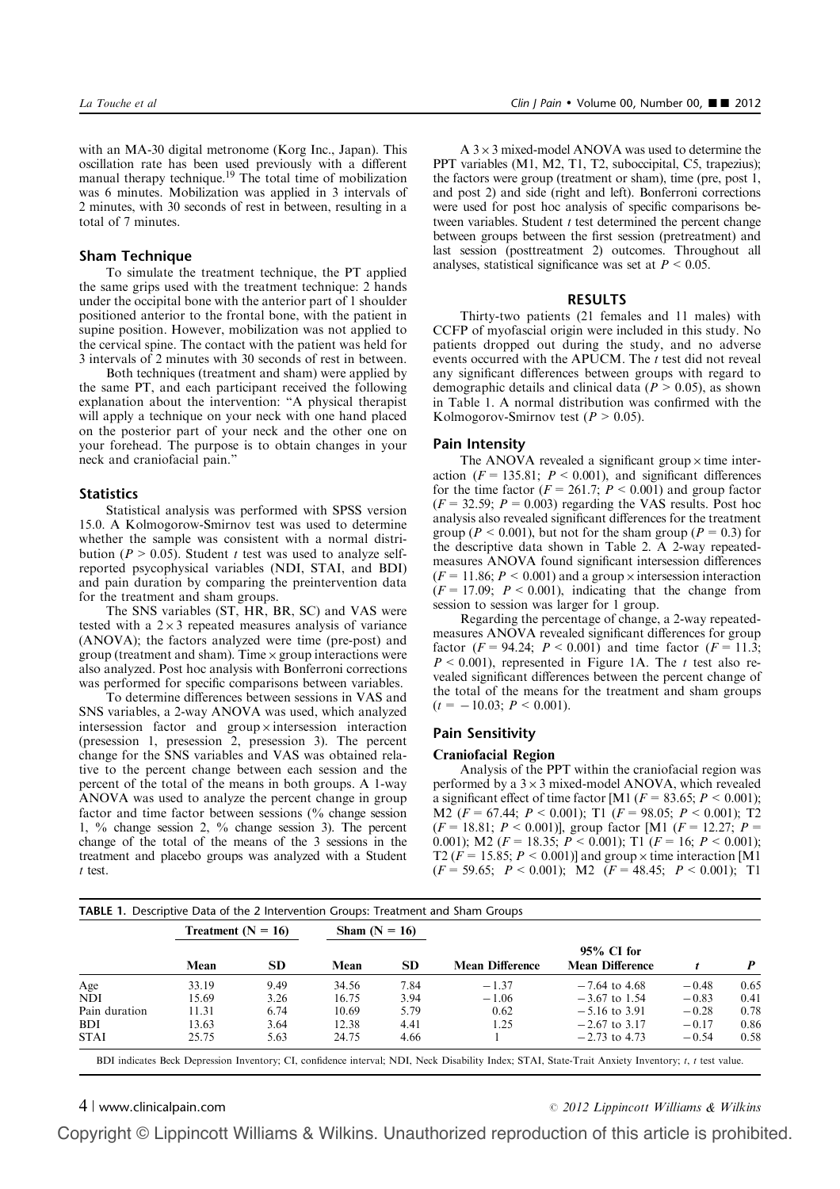with an MA-30 digital metronome (Korg Inc., Japan). This oscillation rate has been used previously with a different manual therapy technique.[19] The total time of mobilization was 6 minutes. Mobilization was applied in 3 intervals of 2 minutes, with 30 seconds of rest in between, resulting in a total of 7 minutes.

### Sham Technique

To simulate the treatment technique, the PT applied the same grips used with the treatment technique: 2 hands under the occipital bone with the anterior part of 1 shoulder positioned anterior to the frontal bone, with the patient in supine position. However, mobilization was not applied to the cervical spine. The contact with the patient was held for 3 intervals of 2 minutes with 30 seconds of rest in between.

Both techniques (treatment and sham) were applied by the same PT, and each participant received the following explanation about the intervention: "A physical therapist will apply a technique on your neck with one hand placed on the posterior part of your neck and the other one on your forehead. The purpose is to obtain changes in your neck and craniofacial pain."

### Statistics

Statistical analysis was performed with SPSS version 15.0. A Kolmogorow-Smirnov test was used to determine whether the sample was consistent with a normal distribution ($P > 0.05$). Student *t* test was used to analyze self-reported psychophysical variables (NDI, STAI, and BDI) and pain duration by comparing the preintervention data for the treatment and sham groups.

The SNS variables (ST, HR, BR, SC) and VAS were tested with a $2 \times 3$ repeated measures analysis of variance (ANOVA); the factors analyzed were time (pre-post) and group (treatment and sham). Time × group interactions were also analyzed. Post hoc analysis with Bonferroni corrections was performed for specific comparisons between variables.

To determine differences between sessions in VAS and SNS variables, a 2-way ANOVA was used, which analyzed intersession factor and group × intersession interaction (presession 1, presession 2, presession 3). The percent change for the SNS variables and VAS was obtained relative to the percent change between each session and the percent of the total of the means in both groups. A 1-way ANOVA was used to analyze the percent change in group factor and time factor between sessions (% change session 1, % change session 2, % change session 3). The percent change of the total of the means of the 3 sessions in the treatment and placebo groups was analyzed with a Student *t* test.

A $3 \times 3$ mixed-model ANOVA was used to determine the PPT variables (M1, M2, T1, T2, suboccipital, C5, trapezius); the factors were group (treatment or sham), time (pre, post 1, and post 2) and side (right and left). Bonferroni corrections were used for post hoc analysis of specific comparisons between variables. Student *t* test determined the percent change between groups between the first session (pretreatment) and last session (posttreatment 2) outcomes. Throughout all analyses, statistical significance was set at $P < 0.05$.

## RESULTS

Thirty-two patients (21 females and 11 males) with CCFP of myofascial origin were included in this study. No patients dropped out during the study, and no adverse events occurred with the APUCM. The *t* test did not reveal any significant differences between groups with regard to demographic details and clinical data ($P > 0.05$), as shown in Table 1. A normal distribution was confirmed with the Kolmogorov-Smirnov test ($P > 0.05$).

### Pain Intensity

The ANOVA revealed a significant group × time interaction ($F = 135.81$; $P < 0.001$), and significant differences for the time factor ($F = 261.7$; $P < 0.001$) and group factor ($F = 32.59$; $P = 0.003$) regarding the VAS results. Post hoc analysis also revealed significant differences for the treatment group ($P < 0.001$), but not for the sham group ($P = 0.3$) for the descriptive data shown in Table 2. A 2-way repeated-measures ANOVA found significant intersession differences ($F = 11.86$; $P < 0.001$) and a group × intersession interaction ($F = 17.09$; $P < 0.001$), indicating that the change from session to session was larger for 1 group.

Regarding the percentage of change, a 2-way repeated-measures ANOVA revealed significant differences for group factor ($F = 94.24$; $P < 0.001$) and time factor ($F = 11.3$; $P < 0.001$), represented in Figure 1A. The *t* test also revealed significant differences between the percent change of the total of the means for the treatment and sham groups ($t = -10.03$; $P < 0.001$).

### Pain Sensitivity

#### Craniofacial Region

Analysis of the PPT within the craniofacial region was performed by a $3 \times 3$ mixed-model ANOVA, which revealed a significant effect of time factor [M1 ($F = 83.65$; $P < 0.001$); M2 ($F = 67.44$; $P < 0.001$); T1 ($F = 98.05$; $P < 0.001$); T2 ($F = 18.81$; $P < 0.001$)], group factor [M1 ($F = 12.27$; $P = 0.001$); M2 ($F = 18.35$; $P < 0.001$); T1 ($F = 16$; $P < 0.001$); T2 ($F = 15.85$; $P < 0.001$)] and group × time interaction [M1 ($F = 59.65$; $P < 0.001$); M2 ($F = 48.45$; $P < 0.001$); T1

**TABLE 1.** Descriptive Data of the 2 Intervention Groups: Treatment and Sham Groups

| | Treatment (N = 16) | | Sham (N = 16) | | | | | |
|---|---|---|---|---|---|---|---|---|
| | Mean | SD | Mean | SD | Mean Difference | 95% CI for Mean Difference | *t* | *P* |
| Age | 33.19 | 9.49 | 34.56 | 7.84 | −1.37 | −7.64 to 4.68 | −0.48 | 0.65 |
| NDI | 15.69 | 3.26 | 16.75 | 3.94 | −1.06 | −3.67 to 1.54 | −0.83 | 0.41 |
| Pain duration | 11.31 | 6.74 | 10.69 | 5.79 | 0.62 | −5.16 to 3.91 | −0.28 | 0.78 |
| BDI | 13.63 | 3.64 | 12.38 | 4.41 | 1.25 | −2.67 to 3.17 | −0.17 | 0.86 |
| STAI | 25.75 | 5.63 | 24.75 | 4.66 | 1 | −2.73 to 4.73 | −0.54 | 0.58 |

BDI indicates Beck Depression Inventory; CI, confidence interval; NDI, Neck Disability Index; STAI, State-Trait Anxiety Inventory; *t*, *t* test value.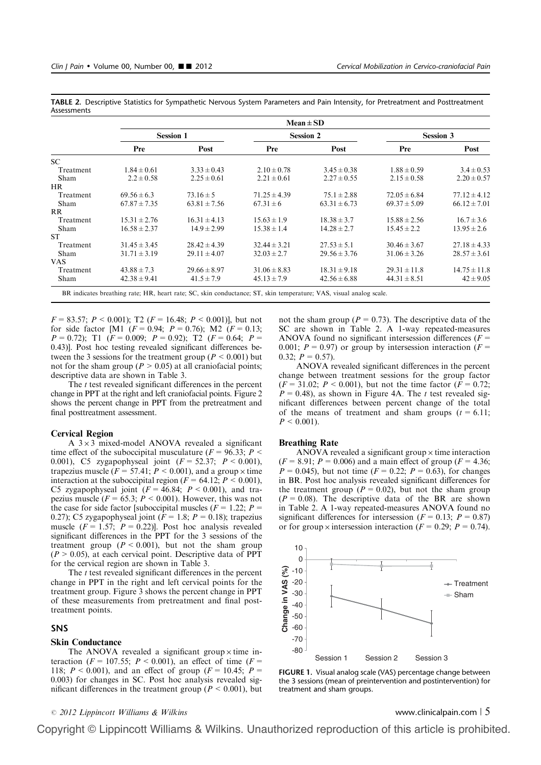**TABLE 2.** Descriptive Statistics for Sympathetic Nervous System Parameters and Pain Intensity, for Pretreatment and Posttreatment Assessments

| | Mean ± SD | | | | | |
|---|---|---|---|---|---|---|
| | Session 1 | | Session 2 | | Session 3 | |
| | Pre | Post | Pre | Post | Pre | Post |
| SC | | | | | | |
| Treatment | 1.84 ± 0.61 | 3.33 ± 0.43 | 2.10 ± 0.78 | 3.45 ± 0.38 | 1.88 ± 0.59 | 3.4 ± 0.53 |
| Sham | 2.2 ± 0.58 | 2.25 ± 0.61 | 2.21 ± 0.61 | 2.27 ± 0.55 | 2.15 ± 0.58 | 2.20 ± 0.57 |
| HR | | | | | | |
| Treatment | 69.56 ± 6.3 | 73.16 ± 5 | 71.25 ± 4.39 | 75.1 ± 2.88 | 72.05 ± 6.84 | 77.12 ± 4.12 |
| Sham | 67.87 ± 7.35 | 63.81 ± 7.56 | 67.31 ± 6 | 63.31 ± 6.73 | 69.37 ± 5.09 | 66.12 ± 7.01 |
| RR | | | | | | |
| Treatment | 15.31 ± 2.76 | 16.31 ± 4.13 | 15.63 ± 1.9 | 18.38 ± 3.7 | 15.88 ± 2.56 | 16.7 ± 3.6 |
| Sham | 16.58 ± 2.37 | 14.9 ± 2.99 | 15.38 ± 1.4 | 14.28 ± 2.7 | 15.45 ± 2.2 | 13.95 ± 2.6 |
| ST | | | | | | |
| Treatment | 31.45 ± 3.45 | 28.42 ± 4.39 | 32.44 ± 3.21 | 27.53 ± 5.1 | 30.46 ± 3.67 | 27.18 ± 4.33 |
| Sham | 31.71 ± 3.19 | 29.11 ± 4.07 | 32.03 ± 2.7 | 29.56 ± 3.76 | 31.06 ± 3.26 | 28.57 ± 3.61 |
| VAS | | | | | | |
| Treatment | 43.88 ± 7.3 | 29.66 ± 8.97 | 31.06 ± 8.83 | 18.31 ± 9.18 | 29.31 ± 11.8 | 14.75 ± 11.8 |
| Sham | 42.38 ± 9.41 | 41.5 ± 7.9 | 45.13 ± 7.9 | 42.56 ± 6.88 | 44.31 ± 8.51 | 42 ± 9.05 |

BR indicates breathing rate; HR, heart rate; SC, skin conductance; ST, skin temperature; VAS, visual analog scale.

$F = 83.57$; $P < 0.001$); T2 ($F = 16.48$; $P < 0.001$)], but not for side factor [M1 ($F = 0.94$; $P = 0.76$); M2 ($F = 0.13$; $P = 0.72$); T1 ($F = 0.009$; $P = 0.92$); T2 ($F = 0.64$; $P = 0.43$)]. Post hoc testing revealed significant differences between the 3 sessions for the treatment group ($P < 0.001$) but not for the sham group ($P > 0.05$) at all craniofacial points; descriptive data are shown in Table 3.

The *t* test revealed significant differences in the percent change in PPT at the right and left craniofacial points. Figure 2 shows the percent change in PPT from the pretreatment and final posttreatment assessment.

### Cervical Region

A 3 × 3 mixed-model ANOVA revealed a significant time effect of the suboccipital musculature ($F = 96.33$; $P < 0.001$), C5 zygapophyseal joint ($F = 52.37$; $P < 0.001$), trapezius muscle ($F = 57.41$; $P < 0.001$), and a group × time interaction at the suboccipital region ($F = 64.12$; $P < 0.001$), C5 zygapophyseal joint ($F = 46.84$; $P < 0.001$), and trapezius muscle ($F = 65.3$; $P < 0.001$). However, this was not the case for side factor [suboccipital muscles ($F = 1.22$; $P = 0.27$); C5 zygapophyseal joint ($F = 1.8$; $P = 0.18$); trapezius muscle ($F = 1.57$; $P = 0.22$)]. Post hoc analysis revealed significant differences in the PPT for the 3 sessions of the treatment group ($P < 0.001$), but not the sham group ($P > 0.05$), at each cervical point. Descriptive data of PPT for the cervical region are shown in Table 3.

The *t* test revealed significant differences in the percent change in PPT in the right and left cervical points for the treatment group. Figure 3 shows the percent change in PPT of these measurements from pretreatment and final posttreatment points.

## SNS

### Skin Conductance

The ANOVA revealed a significant group × time interaction ($F = 107.55$; $P < 0.001$), an effect of time ($F = 118$; $P < 0.001$), and an effect of group ($F = 10.45$; $P = 0.003$) for changes in SC. Post hoc analysis revealed significant differences in the treatment group ($P < 0.001$), but not the sham group ($P = 0.73$). The descriptive data of the SC are shown in Table 2. A 1-way repeated-measures ANOVA found no significant intersession differences ($F = 0.001$; $P = 0.97$) or group by intersession interaction ($F = 0.32$; $P = 0.57$).

ANOVA revealed significant differences in the percent change between treatment sessions for the group factor ($F = 31.02$; $P < 0.001$), but not the time factor ($F = 0.72$; $P = 0.48$), as shown in Figure 4A. The *t* test revealed significant differences between percent change of the total of the means of treatment and sham groups ($t = 6.11$; $P < 0.001$).

### Breathing Rate

ANOVA revealed a significant group × time interaction ($F = 8.91$; $P = 0.006$) and a main effect of group ($F = 4.36$; $P = 0.045$), but not time ($F = 0.22$; $P = 0.63$), for changes in BR. Post hoc analysis revealed significant differences for the treatment group ($P = 0.02$), but not the sham group ($P = 0.08$). The descriptive data of the BR are shown in Table 2. A 1-way repeated-measures ANOVA found no significant differences for intersession ($F = 0.13$; $P = 0.87$) or for group × intersession interaction ($F = 0.29$; $P = 0.74$).

**FIGURE 1.** Visual analog scale (VAS) percentage change between the 3 sessions (mean of preintervention and postintervention) for treatment and sham groups.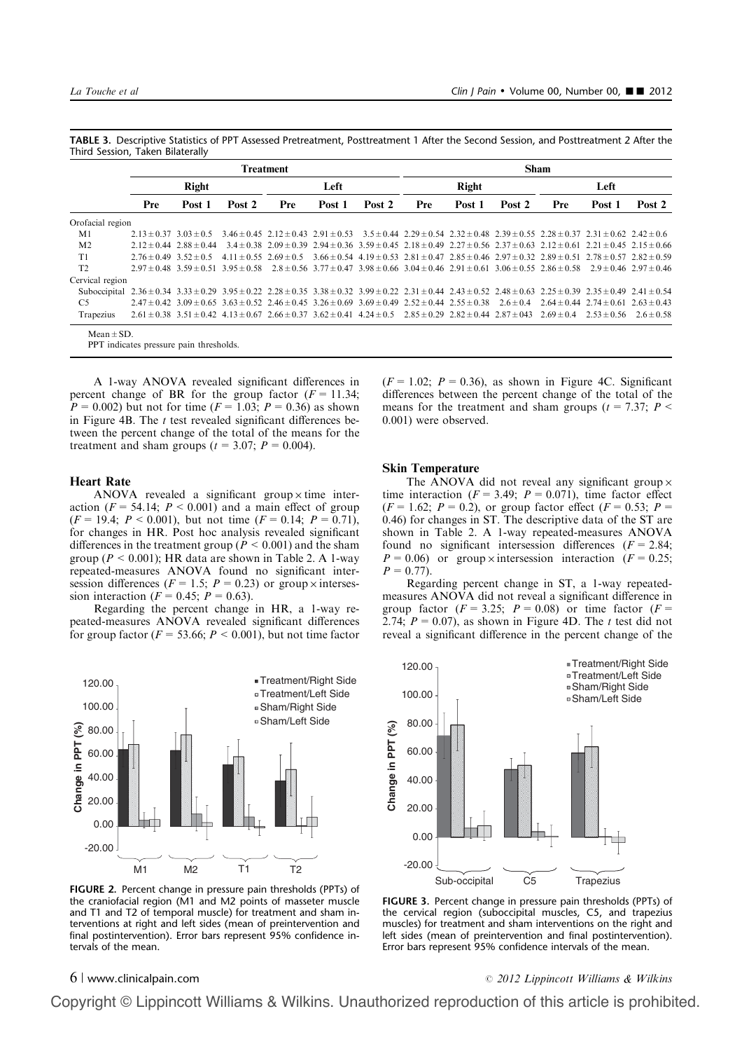**TABLE 3.** Descriptive Statistics of PPT Assessed Pretreatment, Posttreatment 1 After the Second Session, and Posttreatment 2 After the Third Session, Taken Bilaterally

| | Treatment | | | | | | Sham | | | | | |
|---|---|---|---|---|---|---|---|---|---|---|---|---|
| | Right | | | Left | | | Right | | | Left | | |
| | Pre | Post 1 | Post 2 | Pre | Post 1 | Post 2 | Pre | Post 1 | Post 2 | Pre | Post 1 | Post 2 |
| Orofacial region | | | | | | | | | | | | |
| M1 | 2.13 ± 0.37 | 3.03 ± 0.5 | 3.46 ± 0.45 | 2.12 ± 0.43 | 2.91 ± 0.53 | 3.5 ± 0.44 | 2.29 ± 0.54 | 2.32 ± 0.48 | 2.39 ± 0.55 | 2.28 ± 0.37 | 2.31 ± 0.62 | 2.42 ± 0.6 |
| M2 | 2.12 ± 0.44 | 2.88 ± 0.44 | 3.4 ± 0.38 | 2.09 ± 0.39 | 2.94 ± 0.36 | 3.59 ± 0.45 | 2.18 ± 0.49 | 2.27 ± 0.56 | 2.37 ± 0.63 | 2.12 ± 0.61 | 2.21 ± 0.45 | 2.15 ± 0.66 |
| T1 | 2.76 ± 0.49 | 3.52 ± 0.5 | 4.11 ± 0.55 | 2.69 ± 0.5 | 3.66 ± 0.54 | 4.19 ± 0.53 | 2.81 ± 0.47 | 2.85 ± 0.46 | 2.97 ± 0.32 | 2.89 ± 0.51 | 2.78 ± 0.57 | 2.82 ± 0.59 |
| T2 | 2.97 ± 0.48 | 3.59 ± 0.51 | 3.95 ± 0.58 | 2.8 ± 0.56 | 3.77 ± 0.47 | 3.98 ± 0.66 | 3.04 ± 0.46 | 2.91 ± 0.61 | 3.06 ± 0.55 | 2.86 ± 0.58 | 2.9 ± 0.46 | 2.97 ± 0.46 |
| Cervical region | | | | | | | | | | | | |
| Suboccipital | 2.36 ± 0.34 | 3.33 ± 0.29 | 3.95 ± 0.22 | 2.28 ± 0.35 | 3.38 ± 0.32 | 3.99 ± 0.22 | 2.31 ± 0.44 | 2.43 ± 0.52 | 2.48 ± 0.63 | 2.25 ± 0.39 | 2.35 ± 0.49 | 2.41 ± 0.54 |
| C5 | 2.47 ± 0.42 | 3.09 ± 0.65 | 3.63 ± 0.52 | 2.46 ± 0.45 | 3.26 ± 0.69 | 3.69 ± 0.49 | 2.52 ± 0.44 | 2.55 ± 0.38 | 2.6 ± 0.4 | 2.64 ± 0.44 | 2.74 ± 0.61 | 2.63 ± 0.43 |
| Trapezius | 2.61 ± 0.38 | 3.51 ± 0.42 | 4.13 ± 0.67 | 2.66 ± 0.37 | 3.62 ± 0.41 | 4.24 ± 0.5 | 2.85 ± 0.29 | 2.82 ± 0.44 | 2.87 ± 043 | 2.69 ± 0.4 | 2.53 ± 0.56 | 2.6 ± 0.58 |

Mean ± SD.
PPT indicates pressure pain thresholds.

A 1-way ANOVA revealed significant differences in percent change of BR for the group factor ($F = 11.34$; $P = 0.002$) but not for time ($F = 1.03$; $P = 0.36$) as shown in Figure 4B. The $t$ test revealed significant differences between the percent change of the total of the means for the treatment and sham groups ($t = 3.07$; $P = 0.004$).

### Heart Rate

ANOVA revealed a significant group × time interaction ($F = 54.14$; $P < 0.001$) and a main effect of group ($F = 19.4$; $P < 0.001$), but not time ($F = 0.14$; $P = 0.71$), for changes in HR. Post hoc analysis revealed significant differences in the treatment group ($P < 0.001$) and the sham group ($P < 0.001$); HR data are shown in Table 2. A 1-way repeated-measures ANOVA found no significant intersession differences ($F = 1.5$; $P = 0.23$) or group × intersession interaction ($F = 0.45$; $P = 0.63$).

Regarding the percent change in HR, a 1-way repeated-measures ANOVA revealed significant differences for group factor ($F = 53.66$; $P < 0.001$), but not time factor ($F = 1.02$; $P = 0.36$), as shown in Figure 4C. Significant differences between the percent change of the total of the means for the treatment and sham groups ($t = 7.37$; $P < 0.001$) were observed.

### Skin Temperature

The ANOVA did not reveal any significant group × time interaction ($F = 3.49$; $P = 0.071$), time factor effect ($F = 1.62$; $P = 0.2$), or group factor effect ($F = 0.53$; $P = 0.46$) for changes in ST. The descriptive data of the ST are shown in Table 2. A 1-way repeated-measures ANOVA found no significant intersession differences ($F = 2.84$; $P = 0.06$) or group × intersession interaction ($F = 0.25$; $P = 0.77$).

Regarding percent change in ST, a 1-way repeated-measures ANOVA did not reveal a significant difference in group factor ($F = 3.25$; $P = 0.08$) or time factor ($F = 2.74$; $P = 0.07$), as shown in Figure 4D. The $t$ test did not reveal a significant difference in the percent change of the

**FIGURE 2.** Percent change in pressure pain thresholds (PPTs) of the craniofacial region (M1 and M2 points of masseter muscle and T1 and T2 of temporal muscle) for treatment and sham interventions at right and left sides (mean of preintervention and final postintervention). Error bars represent 95% confidence intervals of the mean.

**FIGURE 3.** Percent change in pressure pain thresholds (PPTs) of the cervical region (suboccipital muscles, C5, and trapezius muscles) for treatment and sham interventions on the right and left sides (mean of preintervention and final postintervention). Error bars represent 95% confidence intervals of the mean.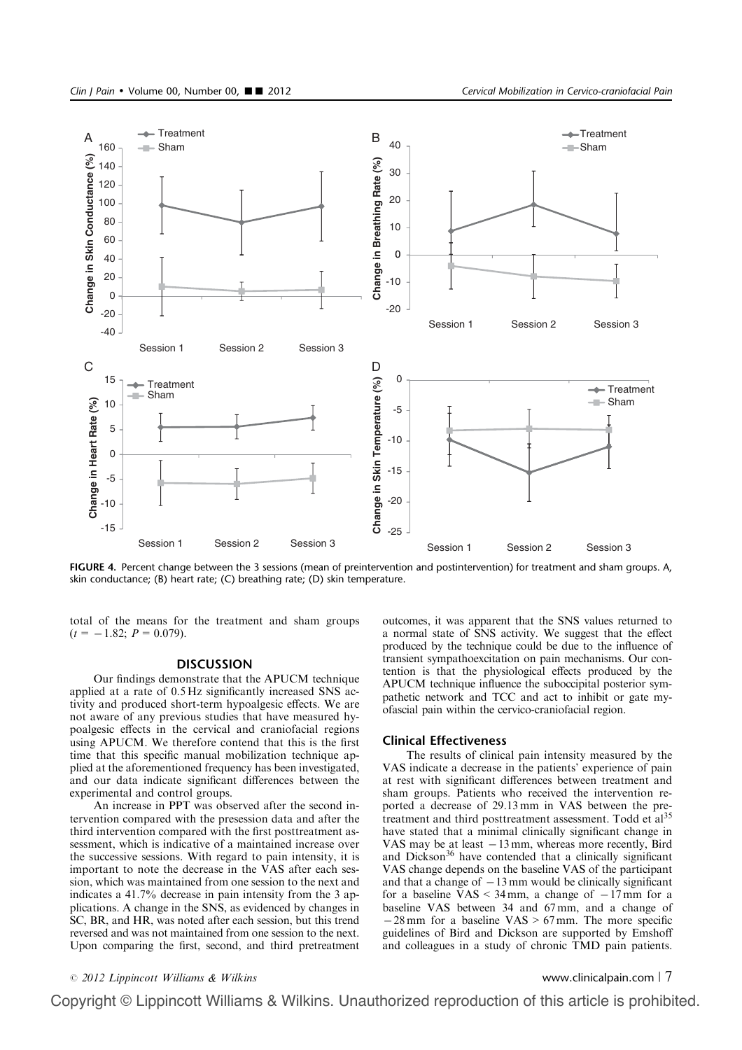FIGURE 4. Percent change between the 3 sessions (mean of preintervention and postintervention) for treatment and sham groups. A, skin conductance; (B) heart rate; (C) breathing rate; (D) skin temperature.

total of the means for the treatment and sham groups ($t = -1.82$; $P = 0.079$).

## DISCUSSION

Our findings demonstrate that the APUCM technique applied at a rate of 0.5 Hz significantly increased SNS activity and produced short-term hypoalgesic effects. We are not aware of any previous studies that have measured hypoalgesic effects in the cervical and craniofacial regions using APUCM. We therefore contend that this is the first time that this specific manual mobilization technique applied at the aforementioned frequency has been investigated, and our data indicate significant differences between the experimental and control groups.

An increase in PPT was observed after the second intervention compared with the presession data and after the third intervention compared with the first posttreatment assessment, which is indicative of a maintained increase over the successive sessions. With regard to pain intensity, it is important to note the decrease in the VAS after each session, which was maintained from one session to the next and indicates a 41.7% decrease in pain intensity from the 3 applications. A change in the SNS, as evidenced by changes in SC, BR, and HR, was noted after each session, but this trend reversed and was not maintained from one session to the next. Upon comparing the first, second, and third pretreatment outcomes, it was apparent that the SNS values returned to a normal state of SNS activity. We suggest that the effect produced by the technique could be due to the influence of transient sympathoexcitation on pain mechanisms. Our contention is that the physiological effects produced by the APUCM technique influence the suboccipital posterior sympathetic network and TCC and act to inhibit or gate myofascial pain within the cervico-craniofacial region.

### Clinical Effectiveness

The results of clinical pain intensity measured by the VAS indicate a decrease in the patients' experience of pain at rest with significant differences between treatment and sham groups. Patients who received the intervention reported a decrease of 29.13 mm in VAS between the pretreatment and third posttreatment assessment. Todd et al[35] have stated that a minimal clinically significant change in VAS may be at least −13 mm, whereas more recently, Bird and Dickson[36] have contended that a clinically significant VAS change depends on the baseline VAS of the participant and that a change of −13 mm would be clinically significant for a baseline VAS < 34 mm, a change of −17 mm for a baseline VAS between 34 and 67 mm, and a change of −28 mm for a baseline VAS > 67 mm. The more specific guidelines of Bird and Dickson are supported by Emshoff and colleagues in a study of chronic TMD pain patients.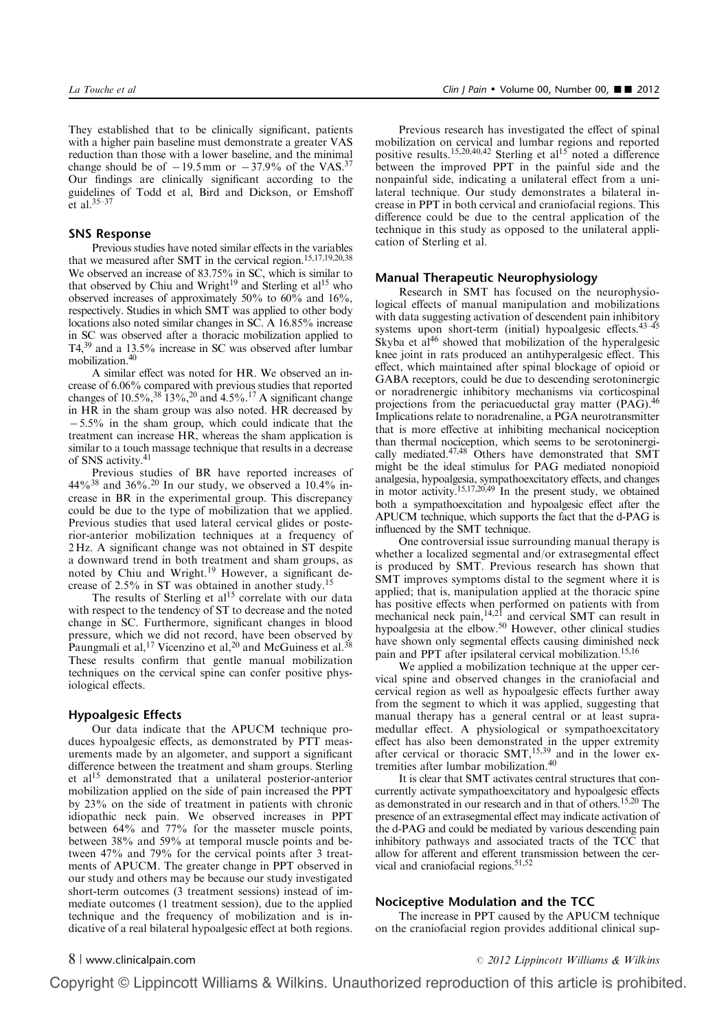They established that to be clinically significant, patients with a higher pain baseline must demonstrate a greater VAS reduction than those with a lower baseline, and the minimal change should be of −19.5 mm or −37.9% of the VAS.[37] Our findings are clinically significant according to the guidelines of Todd et al, Bird and Dickson, or Emshoff et al.[35–37]

### SNS Response

Previous studies have noted similar effects in the variables that we measured after SMT in the cervical region.[15,17,19,20,38] We observed an increase of 83.75% in SC, which is similar to that observed by Chiu and Wright[19] and Sterling et al[15] who observed increases of approximately 50% to 60% and 16%, respectively. Studies in which SMT was applied to other body locations also noted similar changes in SC. A 16.85% increase in SC was observed after a thoracic mobilization applied to T4,[39] and a 13.5% increase in SC was observed after lumbar mobilization.[40]

A similar effect was noted for HR. We observed an increase of 6.06% compared with previous studies that reported changes of 10.5%,[38] 13%,[20] and 4.5%.[17] A significant change in HR in the sham group was also noted. HR decreased by −5.5% in the sham group, which could indicate that the treatment can increase HR, whereas the sham application is similar to a touch massage technique that results in a decrease of SNS activity.[41]

Previous studies of BR have reported increases of 44%[38] and 36%.[20] In our study, we observed a 10.4% increase in BR in the experimental group. This discrepancy could be due to the type of mobilization that we applied. Previous studies that used lateral cervical glides or posterior-anterior mobilization techniques at a frequency of 2 Hz. A significant change was not obtained in ST despite a downward trend in both treatment and sham groups, as noted by Chiu and Wright.[19] However, a significant decrease of 2.5% in ST was obtained in another study.[15]

The results of Sterling et al[15] correlate with our data with respect to the tendency of ST to decrease and the noted change in SC. Furthermore, significant changes in blood pressure, which we did not record, have been observed by Paungmali et al,[17] Vicenzino et al,[20] and McGuiness et al.[38] These results confirm that gentle manual mobilization techniques on the cervical spine can confer positive physiological effects.

### Hypoalgesic Effects

Our data indicate that the APUCM technique produces hypoalgesic effects, as demonstrated by PTT measurements made by an algometer, and support a significant difference between the treatment and sham groups. Sterling et al[15] demonstrated that a unilateral posterior-anterior mobilization applied on the side of pain increased the PPT by 23% on the side of treatment in patients with chronic idiopathic neck pain. We observed increases in PPT between 64% and 77% for the masseter muscle points, between 38% and 59% at temporal muscle points and between 47% and 79% for the cervical points after 3 treatments of APUCM. The greater change in PPT observed in our study and others may be because our study investigated short-term outcomes (3 treatment sessions) instead of immediate outcomes (1 treatment session), due to the applied technique and the frequency of mobilization and is indicative of a real bilateral hypoalgesic effect at both regions.

Previous research has investigated the effect of spinal mobilization on cervical and lumbar regions and reported positive results.[15,20,40,42] Sterling et al[15] noted a difference between the improved PPT in the painful side and the nonpainful side, indicating a unilateral effect from a unilateral technique. Our study demonstrates a bilateral increase in PPT in both cervical and craniofacial regions. This difference could be due to the central application of the technique in this study as opposed to the unilateral application of Sterling et al.

### Manual Therapeutic Neurophysiology

Research in SMT has focused on the neurophysiological effects of manual manipulation and mobilizations with data suggesting activation of descendent pain inhibitory systems upon short-term (initial) hypoalgesic effects.[43–45] Skyba et al[46] showed that mobilization of the hyperalgesic knee joint in rats produced an antihyperalgesic effect. This effect, which maintained after spinal blockage of opioid or GABA receptors, could be due to descending serotoninergic or noradrenergic inhibitory mechanisms via corticospinal projections from the periacueductal gray matter (PAG).[46] Implications relate to noradrenaline, a PGA neurotransmitter that is more effective at inhibiting mechanical nociception than thermal nociception, which seems to be serotoninergically mediated.[47,48] Others have demonstrated that SMT might be the ideal stimulus for PAG mediated nonopioid analgesia, hypoalgesia, sympathoexcitatory effects, and changes in motor activity.[15,17,20,49] In the present study, we obtained both a sympathoexcitation and hypoalgesic effect after the APUCM technique, which supports the fact that the d-PAG is influenced by the SMT technique.

One controversial issue surrounding manual therapy is whether a localized segmental and/or extrasegmental effect is produced by SMT. Previous research has shown that SMT improves symptoms distal to the segment where it is applied; that is, manipulation applied at the thoracic spine has positive effects when performed on patients with from mechanical neck pain,[14,21] and cervical SMT can result in hypoalgesia at the elbow.[50] However, other clinical studies have shown only segmental effects causing diminished neck pain and PPT after ipsilateral cervical mobilization.[15,16]

We applied a mobilization technique at the upper cervical spine and observed changes in the craniofacial and cervical region as well as hypoalgesic effects further away from the segment to which it was applied, suggesting that manual therapy has a general central or at least supramedullar effect. A physiological or sympathoexcitatory effect has also been demonstrated in the upper extremity after cervical or thoracic SMT,[15,39] and in the lower extremities after lumbar mobilization.[40]

It is clear that SMT activates central structures that concurrently activate sympathoexcitatory and hypoalgesic effects as demonstrated in our research and in that of others.[15,20] The presence of an extrasegmental effect may indicate activation of the d-PAG and could be mediated by various descending pain inhibitory pathways and associated tracts of the TCC that allow for afferent and efferent transmission between the cervical and craniofacial regions.[51,52]

### Nociceptive Modulation and the TCC

The increase in PPT caused by the APUCM technique on the craniofacial region provides additional clinical sup-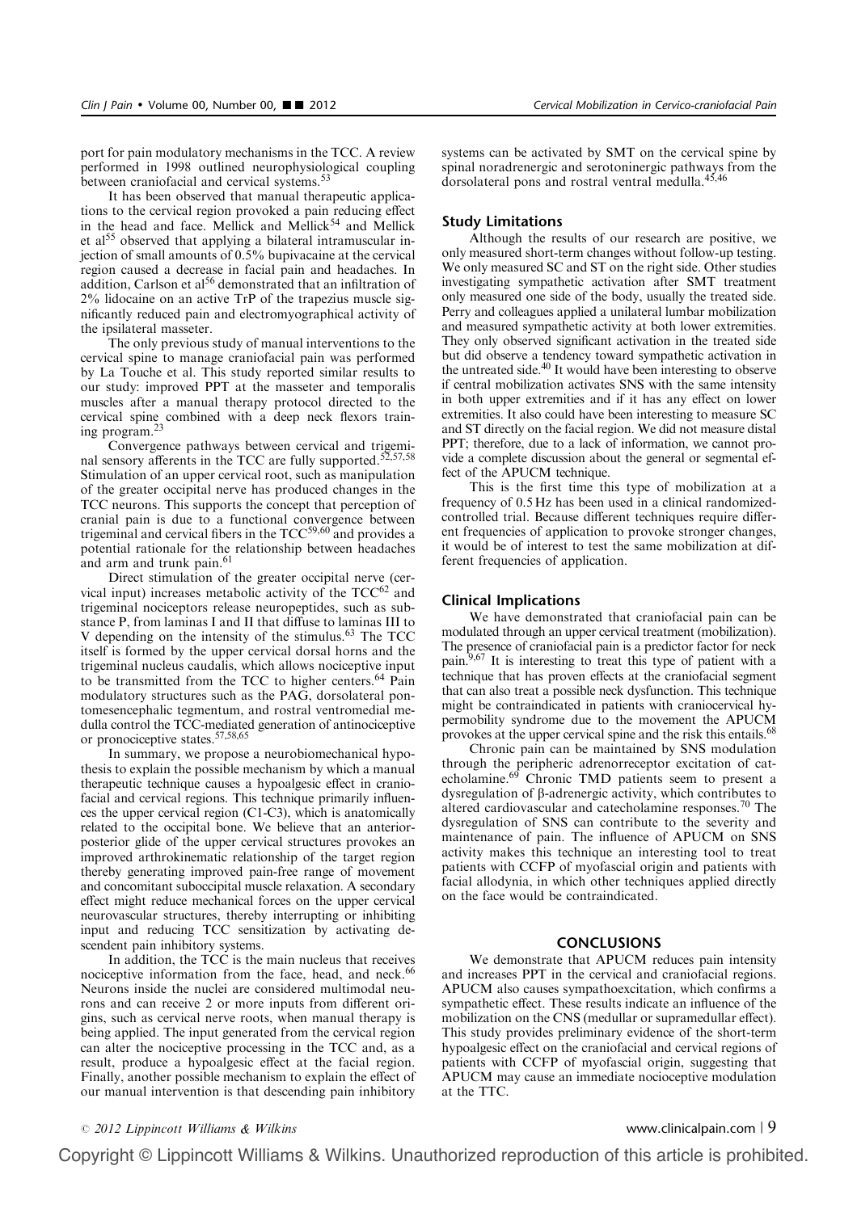port for pain modulatory mechanisms in the TCC. A review performed in 1998 outlined neurophysiological coupling between craniofacial and cervical systems.[53]

It has been observed that manual therapeutic applications to the cervical region provoked a pain reducing effect in the head and face. Mellick and Mellick[54] and Mellick et al[55] observed that applying a bilateral intramuscular injection of small amounts of 0.5% bupivacaine at the cervical region caused a decrease in facial pain and headaches. In addition, Carlson et al[56] demonstrated that an infiltration of 2% lidocaine on an active TrP of the trapezius muscle significantly reduced pain and electromyographical activity of the ipsilateral masseter.

The only previous study of manual interventions to the cervical spine to manage craniofacial pain was performed by La Touche et al. This study reported similar results to our study: improved PPT at the masseter and temporalis muscles after a manual therapy protocol directed to the cervical spine combined with a deep neck flexors training program.[23]

Convergence pathways between cervical and trigeminal sensory afferents in the TCC are fully supported.[52,57,58] Stimulation of an upper cervical root, such as manipulation of the greater occipital nerve has produced changes in the TCC neurons. This supports the concept that perception of cranial pain is due to a functional convergence between trigeminal and cervical fibers in the TCC[59,60] and provides a potential rationale for the relationship between headaches and arm and trunk pain.[61]

Direct stimulation of the greater occipital nerve (cervical input) increases metabolic activity of the TCC[62] and trigeminal nociceptors release neuropeptides, such as substance P, from laminas I and II that diffuse to laminas III to V depending on the intensity of the stimulus.[63] The TCC itself is formed by the upper cervical dorsal horns and the trigeminal nucleus caudalis, which allows nociceptive input to be transmitted from the TCC to higher centers.[64] Pain modulatory structures such as the PAG, dorsolateral pontomesencephalic tegmentum, and rostral ventromedial medulla control the TCC-mediated generation of antinociceptive or pronociceptive states.[57,58,65]

In summary, we propose a neurobiomechanical hypothesis to explain the possible mechanism by which a manual therapeutic technique causes a hypoalgesic effect in craniofacial and cervical regions. This technique primarily influences the upper cervical region (C1-C3), which is anatomically related to the occipital bone. We believe that an anterior-posterior glide of the upper cervical structures provokes an improved arthrokinematic relationship of the target region thereby generating improved pain-free range of movement and concomitant suboccipital muscle relaxation. A secondary effect might reduce mechanical forces on the upper cervical neurovascular structures, thereby interrupting or inhibiting input and reducing TCC sensitization by activating descendent pain inhibitory systems.

In addition, the TCC is the main nucleus that receives nociceptive information from the face, head, and neck.[66] Neurons inside the nuclei are considered multimodal neurons and can receive 2 or more inputs from different origins, such as cervical nerve roots, when manual therapy is being applied. The input generated from the cervical region can alter the nociceptive processing in the TCC and, as a result, produce a hypoalgesic effect at the facial region. Finally, another possible mechanism to explain the effect of our manual intervention is that descending pain inhibitory systems can be activated by SMT on the cervical spine by spinal noradrenergic and serotoninergic pathways from the dorsolateral pons and rostral ventral medulla.[45,46]

## Study Limitations

Although the results of our research are positive, we only measured short-term changes without follow-up testing. We only measured SC and ST on the right side. Other studies investigating sympathetic activation after SMT treatment only measured one side of the body, usually the treated side. Perry and colleagues applied a unilateral lumbar mobilization and measured sympathetic activity at both lower extremities. They only observed significant activation in the treated side but did observe a tendency toward sympathetic activation in the untreated side.[40] It would have been interesting to observe if central mobilization activates SNS with the same intensity in both upper extremities and if it has any effect on lower extremities. It also could have been interesting to measure SC and ST directly on the facial region. We did not measure distal PPT; therefore, due to a lack of information, we cannot provide a complete discussion about the general or segmental effect of the APUCM technique.

This is the first time this type of mobilization at a frequency of 0.5 Hz has been used in a clinical randomized-controlled trial. Because different techniques require different frequencies of application to provoke stronger changes, it would be of interest to test the same mobilization at different frequencies of application.

## Clinical Implications

We have demonstrated that craniofacial pain can be modulated through an upper cervical treatment (mobilization). The presence of craniofacial pain is a predictor factor for neck pain.[9,67] It is interesting to treat this type of patient with a technique that has proven effects at the craniofacial segment that can also treat a possible neck dysfunction. This technique might be contraindicated in patients with craniocervical hypermobility syndrome due to the movement the APUCM provokes at the upper cervical spine and the risk this entails.[68]

Chronic pain can be maintained by SNS modulation through the peripheric adrenorreceptor excitation of catecholamine.[69] Chronic TMD patients seem to present a dysregulation of β-adrenergic activity, which contributes to altered cardiovascular and catecholamine responses.[70] The dysregulation of SNS can contribute to the severity and maintenance of pain. The influence of APUCM on SNS activity makes this technique an interesting tool to treat patients with CCFP of myofascial origin and patients with facial allodynia, in which other techniques applied directly on the face would be contraindicated.

## CONCLUSIONS

We demonstrate that APUCM reduces pain intensity and increases PPT in the cervical and craniofacial regions. APUCM also causes sympathoexcitation, which confirms a sympathetic effect. These results indicate an influence of the mobilization on the CNS (medullar or supramedullar effect). This study provides preliminary evidence of the short-term hypoalgesic effect on the craniofacial and cervical regions of patients with CCFP of myofascial origin, suggesting that APUCM may cause an immediate nocioceptive modulation at the TTC.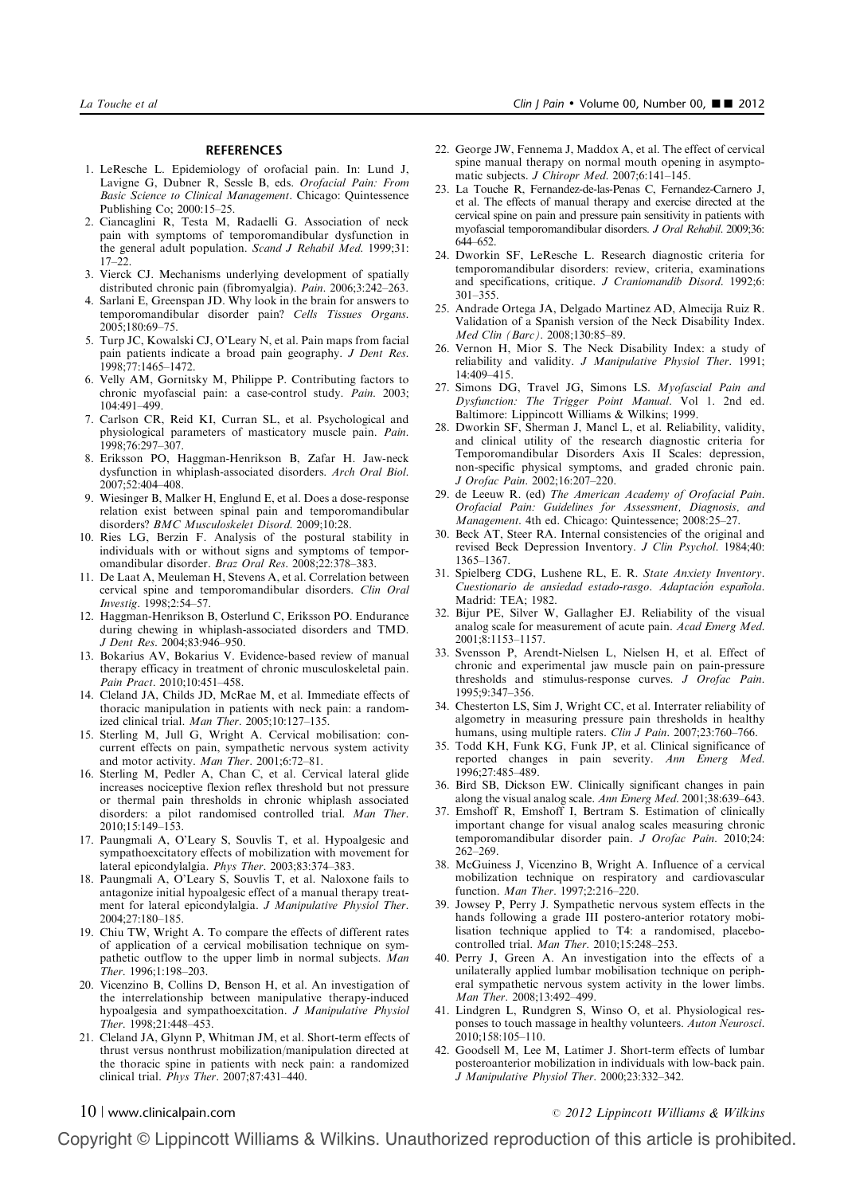## REFERENCES

1. LeResche L. Epidemiology of orofacial pain. In: Lund J, Lavigne G, Dubner R, Sessle B, eds. *Orofacial Pain: From Basic Science to Clinical Management*. Chicago: Quintessence Publishing Co; 2000:15–25.
2. Ciancaglini R, Testa M, Radaelli G. Association of neck pain with symptoms of temporomandibular dysfunction in the general adult population. *Scand J Rehabil Med*. 1999;31: 17–22.
3. Vierck CJ. Mechanisms underlying development of spatially distributed chronic pain (fibromyalgia). *Pain*. 2006;3:242–263.
4. Sarlani E, Greenspan JD. Why look in the brain for answers to temporomandibular disorder pain? *Cells Tissues Organs*. 2005;180:69–75.
5. Turp JC, Kowalski CJ, O'Leary N, et al. Pain maps from facial pain patients indicate a broad pain geography. *J Dent Res*. 1998;77:1465–1472.
6. Velly AM, Gornitsky M, Philippe P. Contributing factors to chronic myofascial pain: a case-control study. *Pain*. 2003; 104:491–499.
7. Carlson CR, Reid KI, Curran SL, et al. Psychological and physiological parameters of masticatory muscle pain. *Pain*. 1998;76:297–307.
8. Eriksson PO, Haggman-Henrikson B, Zafar H. Jaw-neck dysfunction in whiplash-associated disorders. *Arch Oral Biol*. 2007;52:404–408.
9. Wiesinger B, Malker H, Englund E, et al. Does a dose-response relation exist between spinal pain and temporomandibular disorders? *BMC Musculoskelet Disord*. 2009;10:28.
10. Ries LG, Berzin F. Analysis of the postural stability in individuals with or without signs and symptoms of temporomandibular disorder. *Braz Oral Res*. 2008;22:378–383.
11. De Laat A, Meuleman H, Stevens A, et al. Correlation between cervical spine and temporomandibular disorders. *Clin Oral Investig*. 1998;2:54–57.
12. Haggman-Henrikson B, Osterlund C, Eriksson PO. Endurance during chewing in whiplash-associated disorders and TMD. *J Dent Res*. 2004;83:946–950.
13. Bokarius AV, Bokarius V. Evidence-based review of manual therapy efficacy in treatment of chronic musculoskeletal pain. *Pain Pract*. 2010;10:451–458.
14. Cleland JA, Childs JD, McRae M, et al. Immediate effects of thoracic manipulation in patients with neck pain: a randomized clinical trial. *Man Ther*. 2005;10:127–135.
15. Sterling M, Jull G, Wright A. Cervical mobilisation: concurrent effects on pain, sympathetic nervous system activity and motor activity. *Man Ther*. 2001;6:72–81.
16. Sterling M, Pedler A, Chan C, et al. Cervical lateral glide increases nociceptive flexion reflex threshold but not pressure or thermal pain thresholds in chronic whiplash associated disorders: a pilot randomised controlled trial. *Man Ther*. 2010;15:149–153.
17. Paungmali A, O'Leary S, Souvlis T, et al. Hypoalgesic and sympathoexcitatory effects of mobilization with movement for lateral epicondylalgia. *Phys Ther*. 2003;83:374–383.
18. Paungmali A, O'Leary S, Souvlis T, et al. Naloxone fails to antagonize initial hypoalgesic effect of a manual therapy treatment for lateral epicondylalgia. *J Manipulative Physiol Ther*. 2004;27:180–185.
19. Chiu TW, Wright A. To compare the effects of different rates of application of a cervical mobilisation technique on sympathetic outflow to the upper limb in normal subjects. *Man Ther*. 1996;1:198–203.
20. Vicenzino B, Collins D, Benson H, et al. An investigation of the interrelationship between manipulative therapy-induced hypoalgesia and sympathoexcitation. *J Manipulative Physiol Ther*. 1998;21:448–453.
21. Cleland JA, Glynn P, Whitman JM, et al. Short-term effects of thrust versus nonthrust mobilization/manipulation directed at the thoracic spine in patients with neck pain: a randomized clinical trial. *Phys Ther*. 2007;87:431–440.
22. George JW, Fennema J, Maddox A, et al. The effect of cervical spine manual therapy on normal mouth opening in asymptomatic subjects. *J Chiropr Med*. 2007;6:141–145.
23. La Touche R, Fernandez-de-las-Penas C, Fernandez-Carnero J, et al. The effects of manual therapy and exercise directed at the cervical spine on pain and pressure pain sensitivity in patients with myofascial temporomandibular disorders. *J Oral Rehabil*. 2009;36: 644–652.
24. Dworkin SF, LeResche L. Research diagnostic criteria for temporomandibular disorders: review, criteria, examinations and specifications, critique. *J Craniomandib Disord*. 1992;6: 301–355.
25. Andrade Ortega JA, Delgado Martinez AD, Almecija Ruiz R. Validation of a Spanish version of the Neck Disability Index. *Med Clin (Barc)*. 2008;130:85–89.
26. Vernon H, Mior S. The Neck Disability Index: a study of reliability and validity. *J Manipulative Physiol Ther*. 1991; 14:409–415.
27. Simons DG, Travel JG, Simons LS. *Myofascial Pain and Dysfunction: The Trigger Point Manual*. Vol 1. 2nd ed. Baltimore: Lippincott Williams & Wilkins; 1999.
28. Dworkin SF, Sherman J, Mancl L, et al. Reliability, validity, and clinical utility of the research diagnostic criteria for Temporomandibular Disorders Axis II Scales: depression, non-specific physical symptoms, and graded chronic pain. *J Orofac Pain*. 2002;16:207–220.
29. de Leeuw R. (ed) *The American Academy of Orofacial Pain. Orofacial Pain: Guidelines for Assessment, Diagnosis, and Management*. 4th ed. Chicago: Quintessence; 2008:25–27.
30. Beck AT, Steer RA. Internal consistencies of the original and revised Beck Depression Inventory. *J Clin Psychol*. 1984;40: 1365–1367.
31. Spielberg CDG, Lushene RL, E. R. *State Anxiety Inventory. Cuestionario de ansiedad estado-rasgo. Adaptación española*. Madrid: TEA; 1982.
32. Bijur PE, Silver W, Gallagher EJ. Reliability of the visual analog scale for measurement of acute pain. *Acad Emerg Med*. 2001;8:1153–1157.
33. Svensson P, Arendt-Nielsen L, Nielsen H, et al. Effect of chronic and experimental jaw muscle pain on pain-pressure thresholds and stimulus-response curves. *J Orofac Pain*. 1995;9:347–356.
34. Chesterton LS, Sim J, Wright CC, et al. Interrater reliability of algometry in measuring pressure pain thresholds in healthy humans, using multiple raters. *Clin J Pain*. 2007;23:760–766.
35. Todd KH, Funk KG, Funk JP, et al. Clinical significance of reported changes in pain severity. *Ann Emerg Med*. 1996;27:485–489.
36. Bird SB, Dickson EW. Clinically significant changes in pain along the visual analog scale. *Ann Emerg Med*. 2001;38:639–643.
37. Emshoff R, Emshoff I, Bertram S. Estimation of clinically important change for visual analog scales measuring chronic temporomandibular disorder pain. *J Orofac Pain*. 2010;24: 262–269.
38. McGuiness J, Vicenzino B, Wright A. Influence of a cervical mobilization technique on respiratory and cardiovascular function. *Man Ther*. 1997;2:216–220.
39. Jowsey P, Perry J. Sympathetic nervous system effects in the hands following a grade III postero-anterior rotatory mobilisation technique applied to T4: a randomised, placebo-controlled trial. *Man Ther*. 2010;15:248–253.
40. Perry J, Green A. An investigation into the effects of a unilaterally applied lumbar mobilisation technique on peripheral sympathetic nervous system activity in the lower limbs. *Man Ther*. 2008;13:492–499.
41. Lindgren L, Rundgren S, Winso O, et al. Physiological responses to touch massage in healthy volunteers. *Auton Neurosci*. 2010;158:105–110.
42. Goodsell M, Lee M, Latimer J. Short-term effects of lumbar posteroanterior mobilization in individuals with low-back pain. *J Manipulative Physiol Ther*. 2000;23:332–342.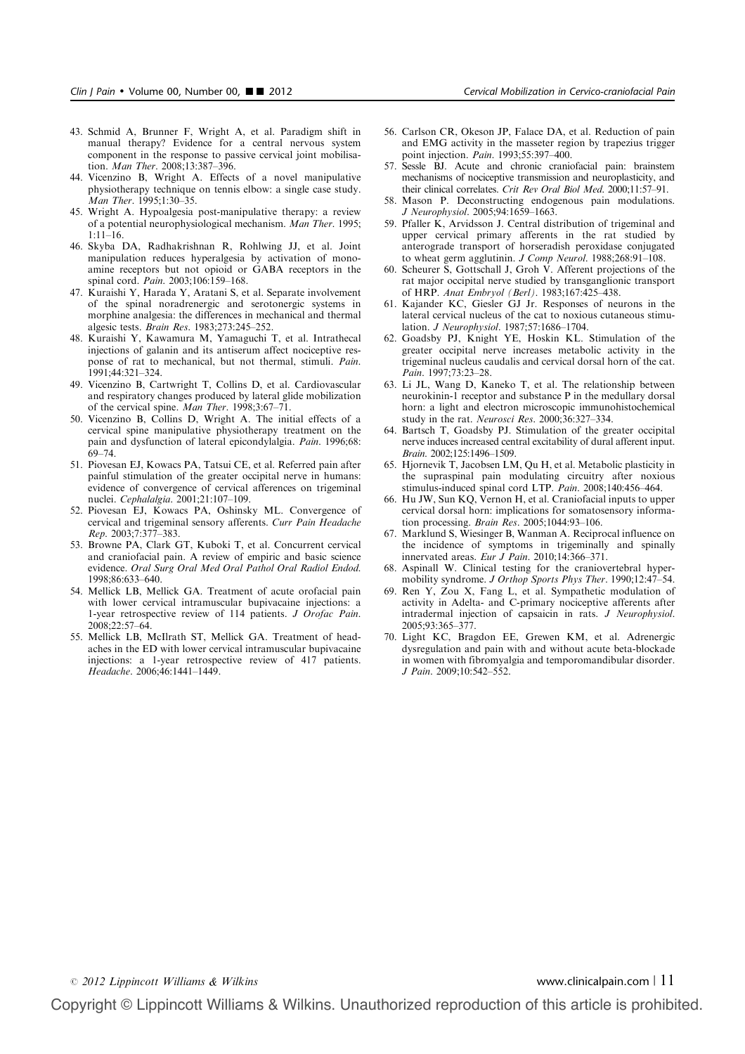43. Schmid A, Brunner F, Wright A, et al. Paradigm shift in manual therapy? Evidence for a central nervous system component in the response to passive cervical joint mobilisation. *Man Ther*. 2008;13:387–396.
44. Vicenzino B, Wright A. Effects of a novel manipulative physiotherapy technique on tennis elbow: a single case study. *Man Ther*. 1995;1:30–35.
45. Wright A. Hypoalgesia post-manipulative therapy: a review of a potential neurophysiological mechanism. *Man Ther*. 1995; 1:11–16.
46. Skyba DA, Radhakrishnan R, Rohlwing JJ, et al. Joint manipulation reduces hyperalgesia by activation of monoamine receptors but not opioid or GABA receptors in the spinal cord. *Pain*. 2003;106:159–168.
47. Kuraishi Y, Harada Y, Aratani S, et al. Separate involvement of the spinal noradrenergic and serotonergic systems in morphine analgesia: the differences in mechanical and thermal algesic tests. *Brain Res*. 1983;273:245–252.
48. Kuraishi Y, Kawamura M, Yamaguchi T, et al. Intrathecal injections of galanin and its antiserum affect nociceptive response of rat to mechanical, but not thermal, stimuli. *Pain*. 1991;44:321–324.
49. Vicenzino B, Cartwright T, Collins D, et al. Cardiovascular and respiratory changes produced by lateral glide mobilization of the cervical spine. *Man Ther*. 1998;3:67–71.
50. Vicenzino B, Collins D, Wright A. The initial effects of a cervical spine manipulative physiotherapy treatment on the pain and dysfunction of lateral epicondylalgia. *Pain*. 1996;68: 69–74.
51. Piovesan EJ, Kowacs PA, Tatsui CE, et al. Referred pain after painful stimulation of the greater occipital nerve in humans: evidence of convergence of cervical afferences on trigeminal nuclei. *Cephalalgia*. 2001;21:107–109.
52. Piovesan EJ, Kowacs PA, Oshinsky ML. Convergence of cervical and trigeminal sensory afferents. *Curr Pain Headache Rep*. 2003;7:377–383.
53. Browne PA, Clark GT, Kuboki T, et al. Concurrent cervical and craniofacial pain. A review of empiric and basic science evidence. *Oral Surg Oral Med Oral Pathol Oral Radiol Endod*. 1998;86:633–640.
54. Mellick LB, Mellick GA. Treatment of acute orofacial pain with lower cervical intramuscular bupivacaine injections: a 1-year retrospective review of 114 patients. *J Orofac Pain*. 2008;22:57–64.
55. Mellick LB, McIlrath ST, Mellick GA. Treatment of headaches in the ED with lower cervical intramuscular bupivacaine injections: a 1-year retrospective review of 417 patients. *Headache*. 2006;46:1441–1449.
56. Carlson CR, Okeson JP, Falace DA, et al. Reduction of pain and EMG activity in the masseter region by trapezius trigger point injection. *Pain*. 1993;55:397–400.
57. Sessle BJ. Acute and chronic craniofacial pain: brainstem mechanisms of nociceptive transmission and neuroplasticity, and their clinical correlates. *Crit Rev Oral Biol Med*. 2000;11:57–91.
58. Mason P. Deconstructing endogenous pain modulations. *J Neurophysiol*. 2005;94:1659–1663.
59. Pfaller K, Arvidsson J. Central distribution of trigeminal and upper cervical primary afferents in the rat studied by anterograde transport of horseradish peroxidase conjugated to wheat germ agglutinin. *J Comp Neurol*. 1988;268:91–108.
60. Scheurer S, Gottschall J, Groh V. Afferent projections of the rat major occipital nerve studied by transganglionic transport of HRP. *Anat Embryol (Berl)*. 1983;167:425–438.
61. Kajander KC, Giesler GJ Jr. Responses of neurons in the lateral cervical nucleus of the cat to noxious cutaneous stimulation. *J Neurophysiol*. 1987;57:1686–1704.
62. Goadsby PJ, Knight YE, Hoskin KL. Stimulation of the greater occipital nerve increases metabolic activity in the trigeminal nucleus caudalis and cervical dorsal horn of the cat. *Pain*. 1997;73:23–28.
63. Li JL, Wang D, Kaneko T, et al. The relationship between neurokinin-1 receptor and substance P in the medullary dorsal horn: a light and electron microscopic immunohistochemical study in the rat. *Neurosci Res*. 2000;36:327–334.
64. Bartsch T, Goadsby PJ. Stimulation of the greater occipital nerve induces increased central excitability of dural afferent input. *Brain*. 2002;125:1496–1509.
65. Hjornevik T, Jacobsen LM, Qu H, et al. Metabolic plasticity in the supraspinal pain modulating circuitry after noxious stimulus-induced spinal cord LTP. *Pain*. 2008;140:456–464.
66. Hu JW, Sun KQ, Vernon H, et al. Craniofacial inputs to upper cervical dorsal horn: implications for somatosensory information processing. *Brain Res*. 2005;1044:93–106.
67. Marklund S, Wiesinger B, Wanman A. Reciprocal influence on the incidence of symptoms in trigeminally and spinally innervated areas. *Eur J Pain*. 2010;14:366–371.
68. Aspinall W. Clinical testing for the craniovertebral hypermobility syndrome. *J Orthop Sports Phys Ther*. 1990;12:47–54.
69. Ren Y, Zou X, Fang L, et al. Sympathetic modulation of activity in Adelta- and C-primary nociceptive afferents after intradermal injection of capsaicin in rats. *J Neurophysiol*. 2005;93:365–377.
70. Light KC, Bragdon EE, Grewen KM, et al. Adrenergic dysregulation and pain with and without acute beta-blockade in women with fibromyalgia and temporomandibular disorder. *J Pain*. 2009;10:542–552.